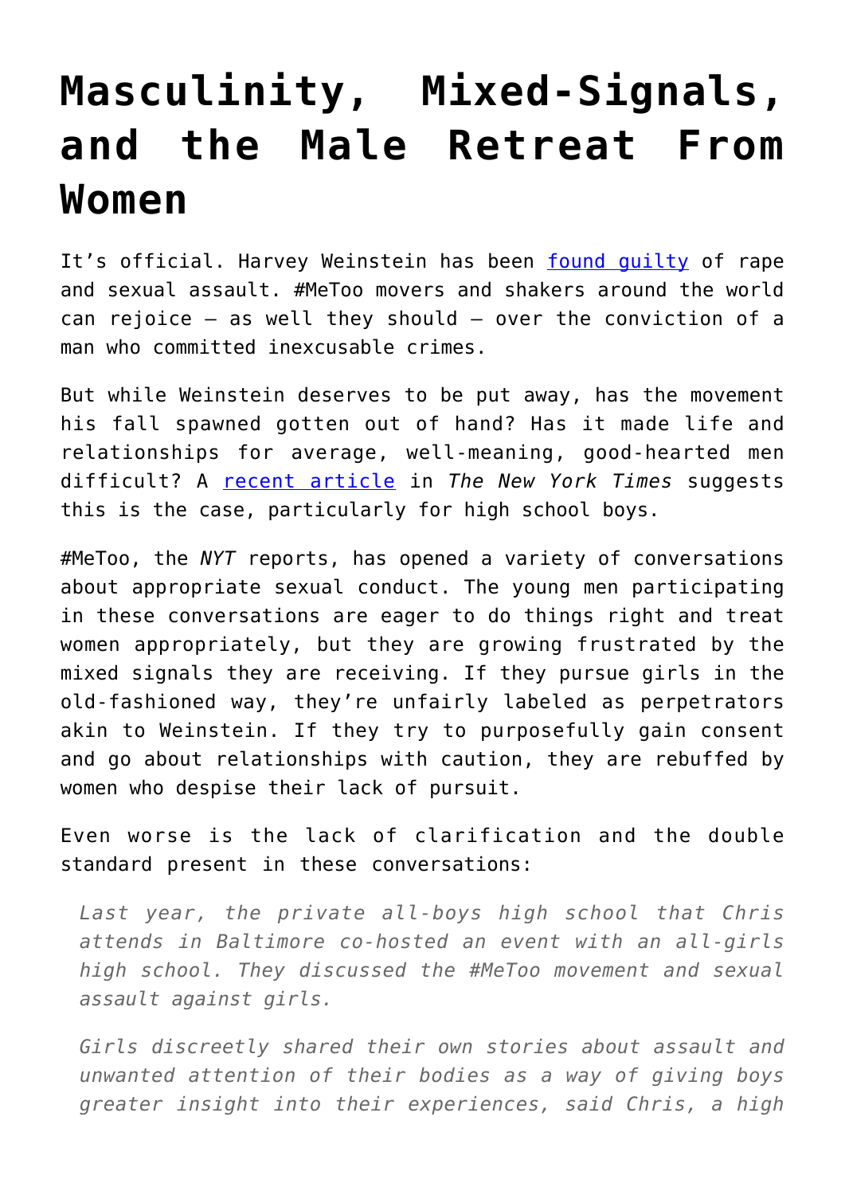# Masculinity, Mixed-Signals, and the Male Retreat From Women

It's official. Harvey Weinstein has been found guilty of rape and sexual assault. #MeToo movers and shakers around the world can rejoice – as well they should – over the conviction of a man who committed inexcusable crimes.

But while Weinstein deserves to be put away, has the movement his fall spawned gotten out of hand? Has it made life and relationships for average, well-meaning, good-hearted men difficult? A recent article in *The New York Times* suggests this is the case, particularly for high school boys.

#MeToo, the *NYT* reports, has opened a variety of conversations about appropriate sexual conduct. The young men participating in these conversations are eager to do things right and treat women appropriately, but they are growing frustrated by the mixed signals they are receiving. If they pursue girls in the old-fashioned way, they're unfairly labeled as perpetrators akin to Weinstein. If they try to purposefully gain consent and go about relationships with caution, they are rebuffed by women who despise their lack of pursuit.

Even worse is the lack of clarification and the double standard present in these conversations:

> *Last year, the private all-boys high school that Chris attends in Baltimore co-hosted an event with an all-girls high school. They discussed the #MeToo movement and sexual assault against girls.*
>
> *Girls discreetly shared their own stories about assault and unwanted attention of their bodies as a way of giving boys greater insight into their experiences, said Chris, a high*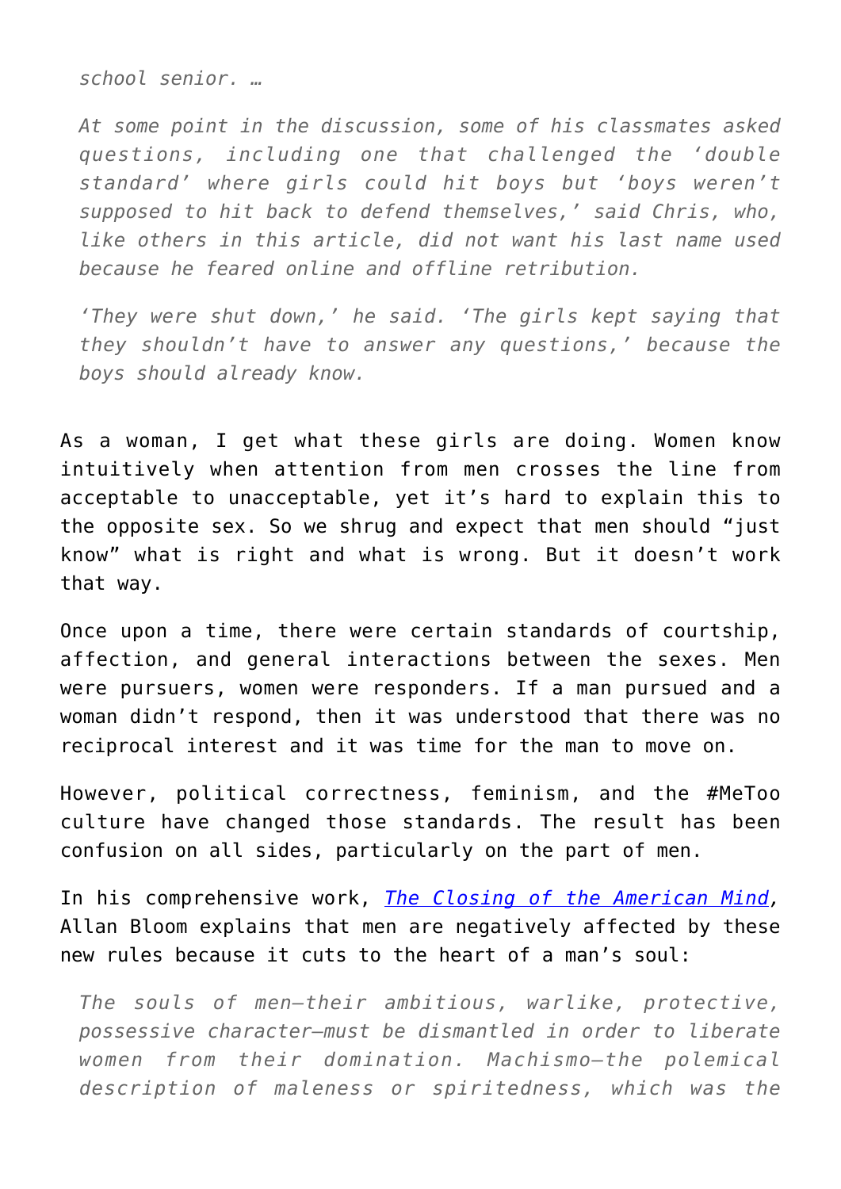> *school senior. …*
>
> *At some point in the discussion, some of his classmates asked questions, including one that challenged the 'double standard' where girls could hit boys but 'boys weren't supposed to hit back to defend themselves,' said Chris, who, like others in this article, did not want his last name used because he feared online and offline retribution.*
>
> *'They were shut down,' he said. 'The girls kept saying that they shouldn't have to answer any questions,' because the boys should already know.*

As a woman, I get what these girls are doing. Women know intuitively when attention from men crosses the line from acceptable to unacceptable, yet it's hard to explain this to the opposite sex. So we shrug and expect that men should "just know" what is right and what is wrong. But it doesn't work that way.

Once upon a time, there were certain standards of courtship, affection, and general interactions between the sexes. Men were pursuers, women were responders. If a man pursued and a woman didn't respond, then it was understood that there was no reciprocal interest and it was time for the man to move on.

However, political correctness, feminism, and the #MeToo culture have changed those standards. The result has been confusion on all sides, particularly on the part of men.

In his comprehensive work, *The Closing of the American Mind*, Allan Bloom explains that men are negatively affected by these new rules because it cuts to the heart of a man's soul:

> *The souls of men—their ambitious, warlike, protective, possessive character—must be dismantled in order to liberate women from their domination. Machismo—the polemical description of maleness or spiritedness, which was the*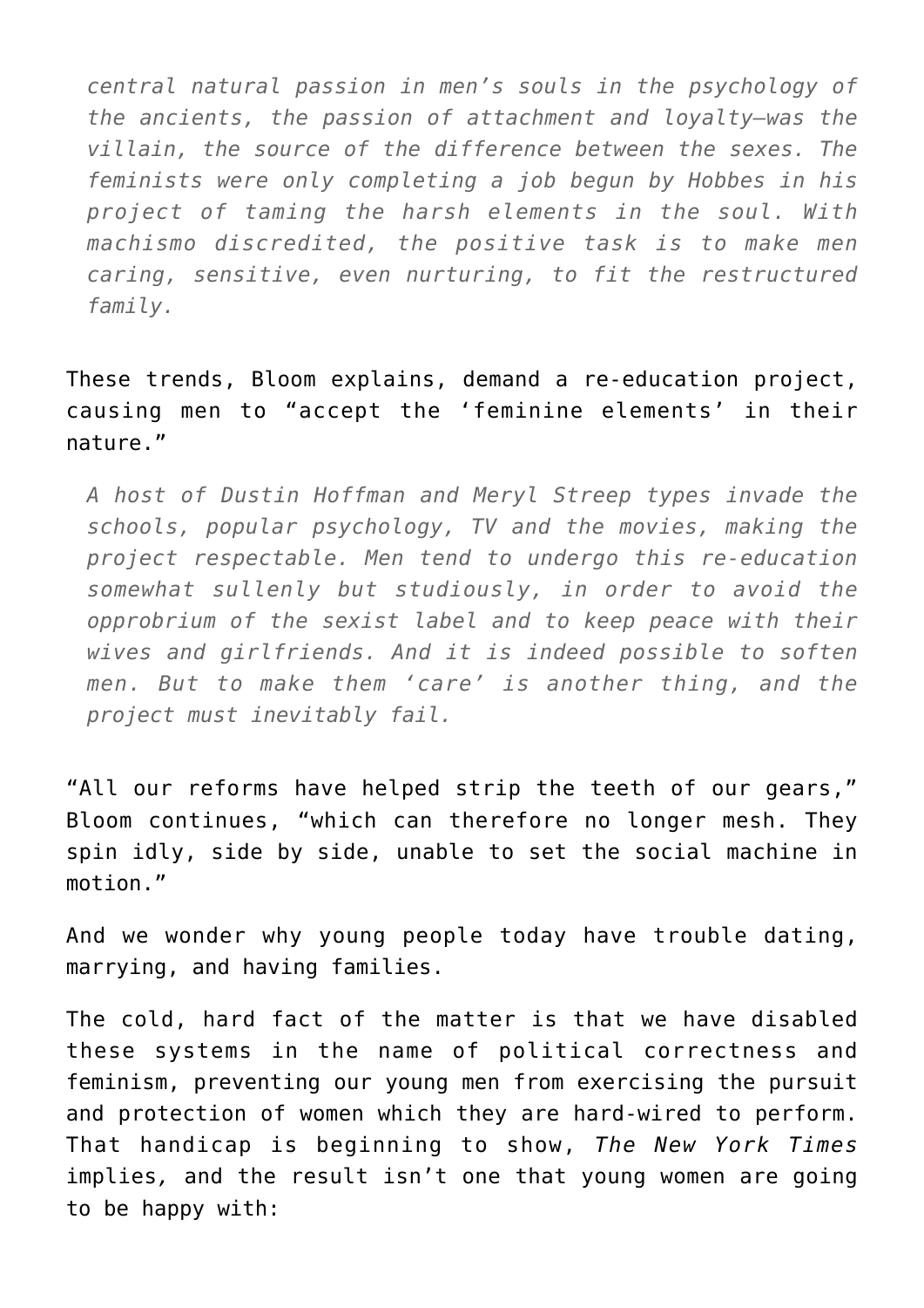> *central natural passion in men's souls in the psychology of the ancients, the passion of attachment and loyalty—was the villain, the source of the difference between the sexes. The feminists were only completing a job begun by Hobbes in his project of taming the harsh elements in the soul. With machismo discredited, the positive task is to make men caring, sensitive, even nurturing, to fit the restructured family.*

These trends, Bloom explains, demand a re-education project, causing men to "accept the 'feminine elements' in their nature."

> *A host of Dustin Hoffman and Meryl Streep types invade the schools, popular psychology, TV and the movies, making the project respectable. Men tend to undergo this re-education somewhat sullenly but studiously, in order to avoid the opprobrium of the sexist label and to keep peace with their wives and girlfriends. And it is indeed possible to soften men. But to make them 'care' is another thing, and the project must inevitably fail.*

"All our reforms have helped strip the teeth of our gears," Bloom continues, "which can therefore no longer mesh. They spin idly, side by side, unable to set the social machine in motion."

And we wonder why young people today have trouble dating, marrying, and having families.

The cold, hard fact of the matter is that we have disabled these systems in the name of political correctness and feminism, preventing our young men from exercising the pursuit and protection of women which they are hard-wired to perform. That handicap is beginning to show, *The New York Times* implies, and the result isn't one that young women are going to be happy with: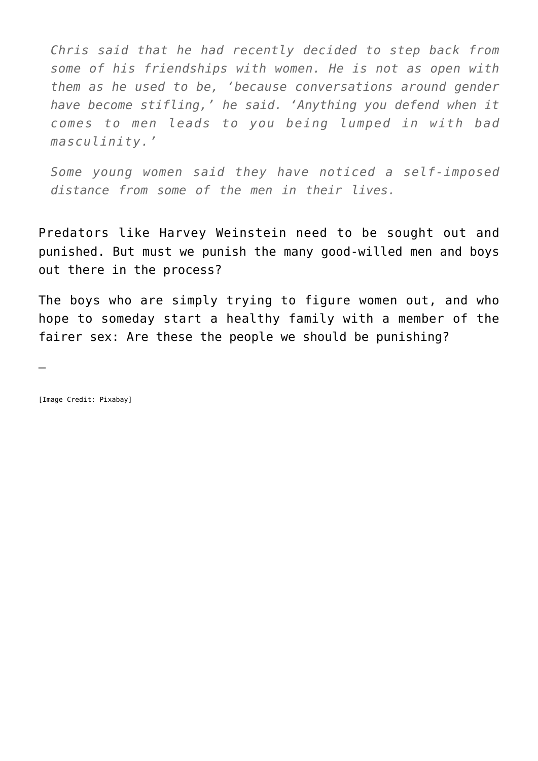> *Chris said that he had recently decided to step back from some of his friendships with women. He is not as open with them as he used to be, 'because conversations around gender have become stifling,' he said. 'Anything you defend when it comes to men leads to you being lumped in with bad masculinity.'*
>
> *Some young women said they have noticed a self-imposed distance from some of the men in their lives.*

Predators like Harvey Weinstein need to be sought out and punished. But must we punish the many good-willed men and boys out there in the process?

The boys who are simply trying to figure women out, and who hope to someday start a healthy family with a member of the fairer sex: Are these the people we should be punishing?

—

[Image Credit: Pixabay]